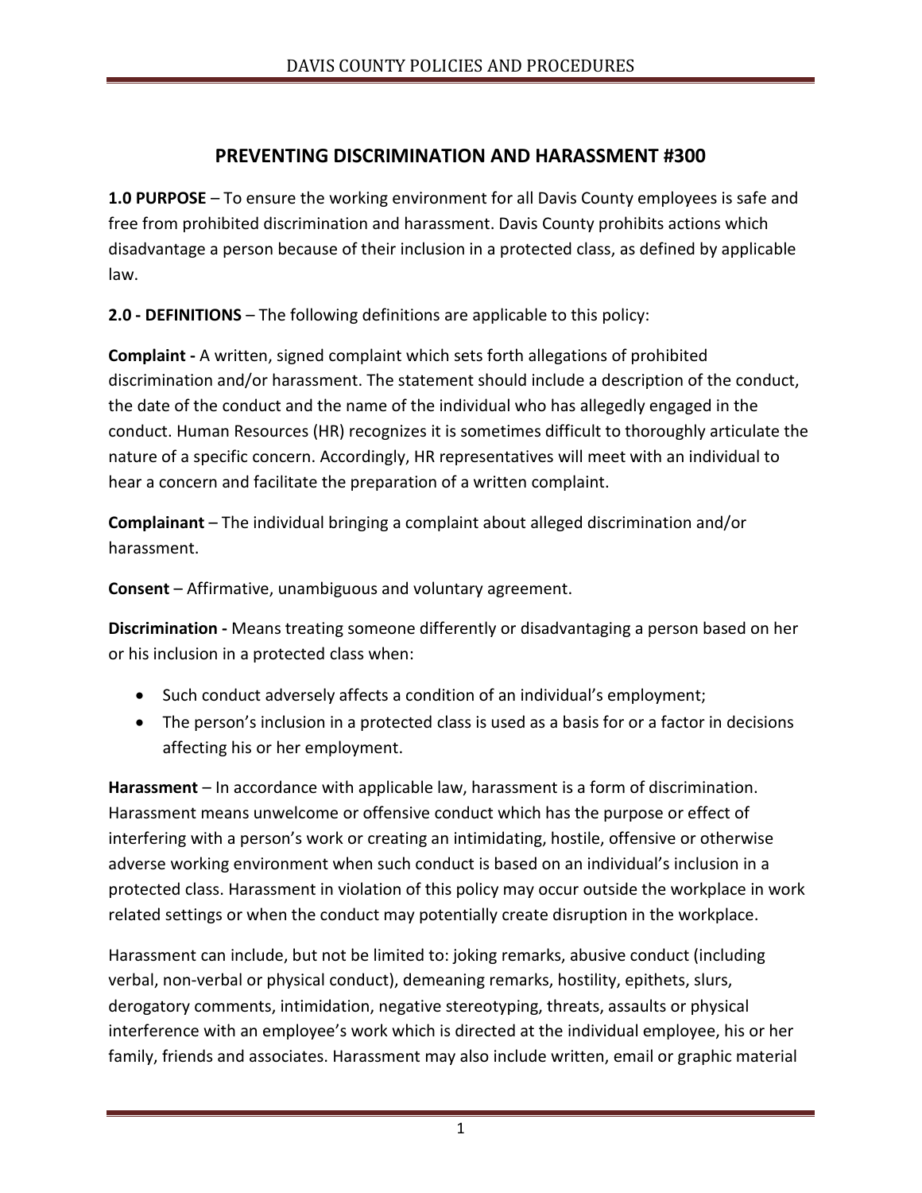# PREVENTING DISCRIMINATION AND HARASSMENT #300

**1.0 PURPOSE** – To ensure the working environment for all Davis County employees is safe and free from prohibited discrimination and harassment. Davis County prohibits actions which disadvantage a person because of their inclusion in a protected class, as defined by applicable law.

**2.0 - DEFINITIONS** – The following definitions are applicable to this policy:

**Complaint -** A written, signed complaint which sets forth allegations of prohibited discrimination and/or harassment. The statement should include a description of the conduct, the date of the conduct and the name of the individual who has allegedly engaged in the conduct. Human Resources (HR) recognizes it is sometimes difficult to thoroughly articulate the nature of a specific concern. Accordingly, HR representatives will meet with an individual to hear a concern and facilitate the preparation of a written complaint.

**Complainant** – The individual bringing a complaint about alleged discrimination and/or harassment.

**Consent** – Affirmative, unambiguous and voluntary agreement.

**Discrimination -** Means treating someone differently or disadvantaging a person based on her or his inclusion in a protected class when:

- Such conduct adversely affects a condition of an individual's employment;
- The person's inclusion in a protected class is used as a basis for or a factor in decisions affecting his or her employment.

**Harassment** – In accordance with applicable law, harassment is a form of discrimination. Harassment means unwelcome or offensive conduct which has the purpose or effect of interfering with a person's work or creating an intimidating, hostile, offensive or otherwise adverse working environment when such conduct is based on an individual's inclusion in a protected class. Harassment in violation of this policy may occur outside the workplace in work related settings or when the conduct may potentially create disruption in the workplace.

Harassment can include, but not be limited to: joking remarks, abusive conduct (including verbal, non-verbal or physical conduct), demeaning remarks, hostility, epithets, slurs, derogatory comments, intimidation, negative stereotyping, threats, assaults or physical interference with an employee's work which is directed at the individual employee, his or her family, friends and associates. Harassment may also include written, email or graphic material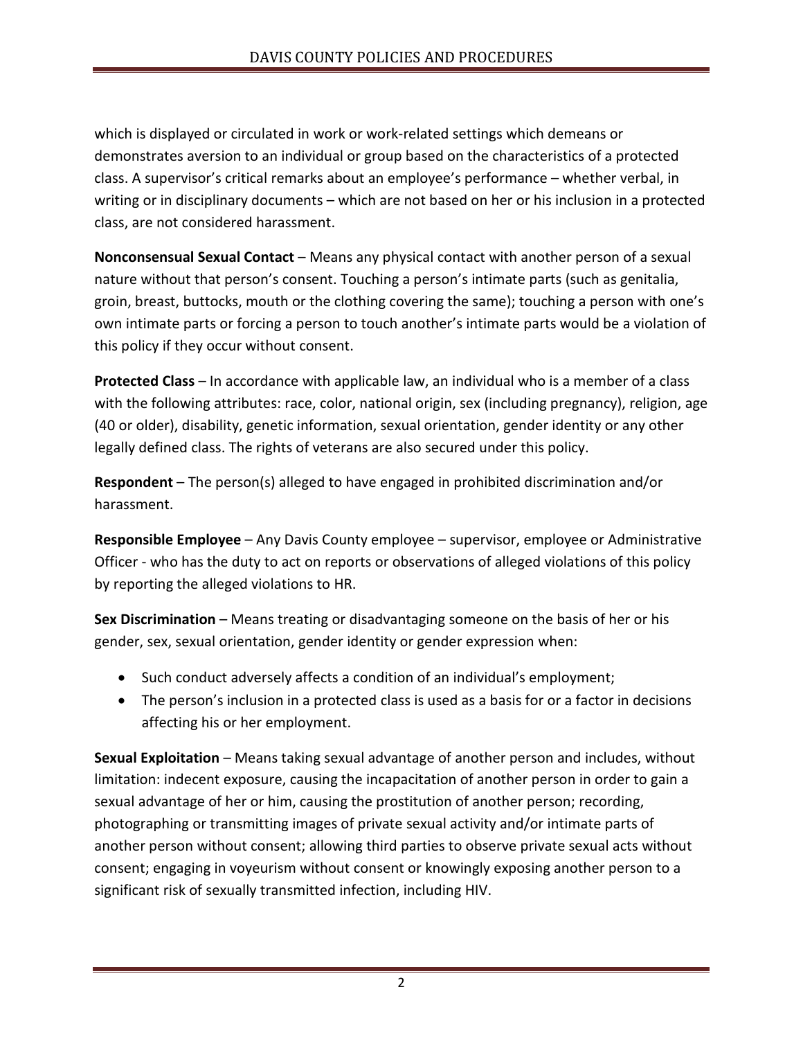which is displayed or circulated in work or work-related settings which demeans or demonstrates aversion to an individual or group based on the characteristics of a protected class. A supervisor's critical remarks about an employee's performance – whether verbal, in writing or in disciplinary documents – which are not based on her or his inclusion in a protected class, are not considered harassment.

**Nonconsensual Sexual Contact** – Means any physical contact with another person of a sexual nature without that person's consent. Touching a person's intimate parts (such as genitalia, groin, breast, buttocks, mouth or the clothing covering the same); touching a person with one's own intimate parts or forcing a person to touch another's intimate parts would be a violation of this policy if they occur without consent.

**Protected Class** – In accordance with applicable law, an individual who is a member of a class with the following attributes: race, color, national origin, sex (including pregnancy), religion, age (40 or older), disability, genetic information, sexual orientation, gender identity or any other legally defined class. The rights of veterans are also secured under this policy.

**Respondent** – The person(s) alleged to have engaged in prohibited discrimination and/or harassment.

**Responsible Employee** – Any Davis County employee – supervisor, employee or Administrative Officer - who has the duty to act on reports or observations of alleged violations of this policy by reporting the alleged violations to HR.

**Sex Discrimination** – Means treating or disadvantaging someone on the basis of her or his gender, sex, sexual orientation, gender identity or gender expression when:

- Such conduct adversely affects a condition of an individual's employment;
- The person's inclusion in a protected class is used as a basis for or a factor in decisions affecting his or her employment.

**Sexual Exploitation** – Means taking sexual advantage of another person and includes, without limitation: indecent exposure, causing the incapacitation of another person in order to gain a sexual advantage of her or him, causing the prostitution of another person; recording, photographing or transmitting images of private sexual activity and/or intimate parts of another person without consent; allowing third parties to observe private sexual acts without consent; engaging in voyeurism without consent or knowingly exposing another person to a significant risk of sexually transmitted infection, including HIV.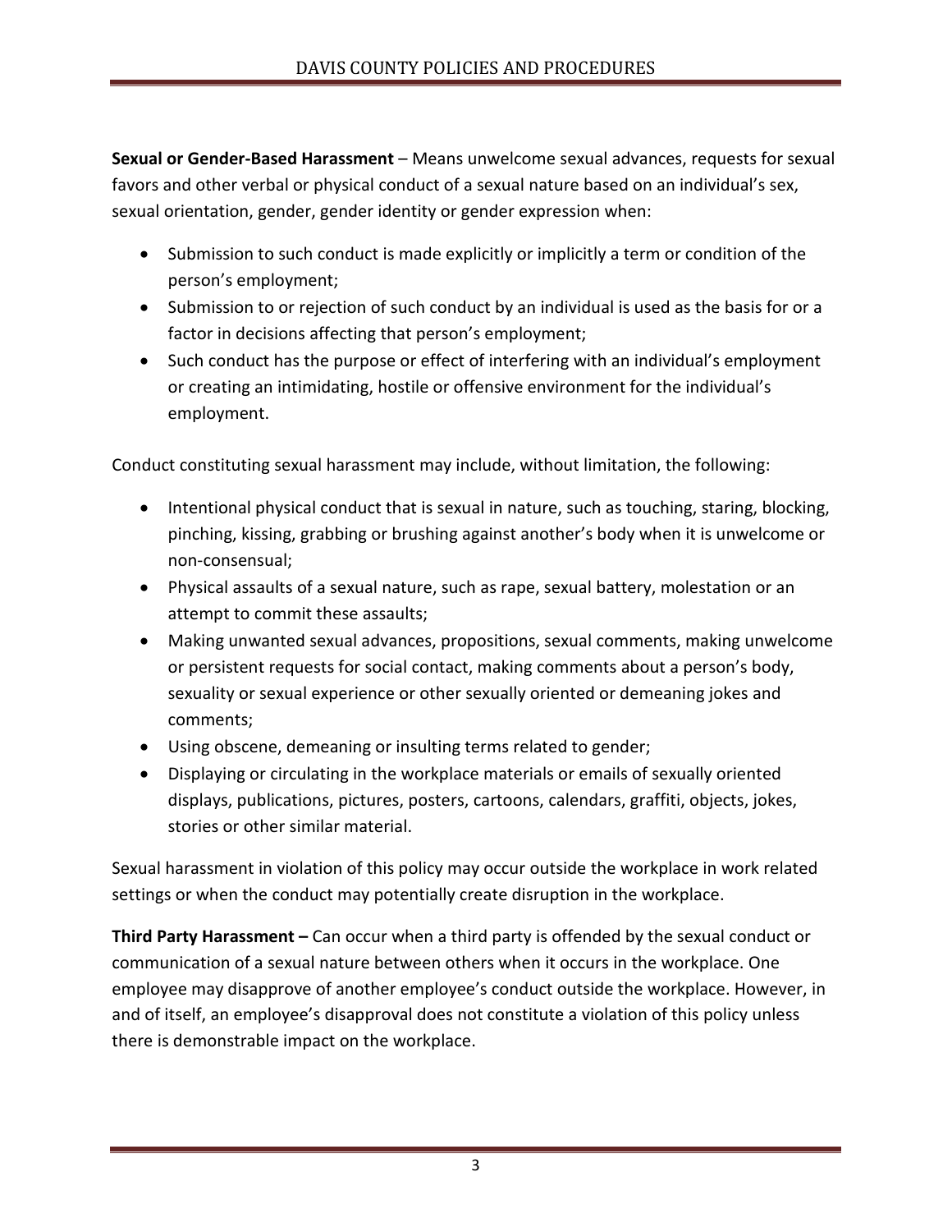**Sexual or Gender-Based Harassment** – Means unwelcome sexual advances, requests for sexual favors and other verbal or physical conduct of a sexual nature based on an individual's sex, sexual orientation, gender, gender identity or gender expression when:

- Submission to such conduct is made explicitly or implicitly a term or condition of the person's employment;
- Submission to or rejection of such conduct by an individual is used as the basis for or a factor in decisions affecting that person's employment;
- Such conduct has the purpose or effect of interfering with an individual's employment or creating an intimidating, hostile or offensive environment for the individual's employment.

Conduct constituting sexual harassment may include, without limitation, the following:

- Intentional physical conduct that is sexual in nature, such as touching, staring, blocking, pinching, kissing, grabbing or brushing against another's body when it is unwelcome or non-consensual;
- Physical assaults of a sexual nature, such as rape, sexual battery, molestation or an attempt to commit these assaults;
- Making unwanted sexual advances, propositions, sexual comments, making unwelcome or persistent requests for social contact, making comments about a person's body, sexuality or sexual experience or other sexually oriented or demeaning jokes and comments;
- Using obscene, demeaning or insulting terms related to gender;
- Displaying or circulating in the workplace materials or emails of sexually oriented displays, publications, pictures, posters, cartoons, calendars, graffiti, objects, jokes, stories or other similar material.

Sexual harassment in violation of this policy may occur outside the workplace in work related settings or when the conduct may potentially create disruption in the workplace.

**Third Party Harassment –** Can occur when a third party is offended by the sexual conduct or communication of a sexual nature between others when it occurs in the workplace. One employee may disapprove of another employee's conduct outside the workplace. However, in and of itself, an employee's disapproval does not constitute a violation of this policy unless there is demonstrable impact on the workplace.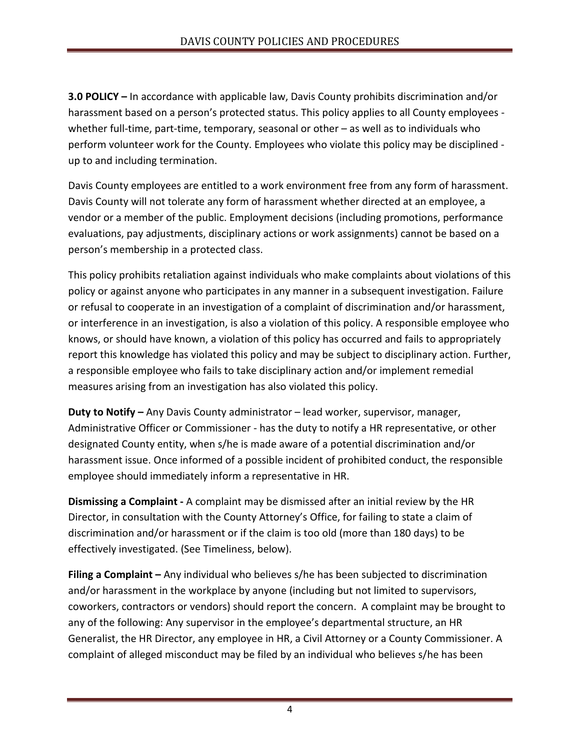**3.0 POLICY –** In accordance with applicable law, Davis County prohibits discrimination and/or harassment based on a person's protected status. This policy applies to all County employees - whether full-time, part-time, temporary, seasonal or other – as well as to individuals who perform volunteer work for the County. Employees who violate this policy may be disciplined - up to and including termination.

Davis County employees are entitled to a work environment free from any form of harassment. Davis County will not tolerate any form of harassment whether directed at an employee, a vendor or a member of the public. Employment decisions (including promotions, performance evaluations, pay adjustments, disciplinary actions or work assignments) cannot be based on a person's membership in a protected class.

This policy prohibits retaliation against individuals who make complaints about violations of this policy or against anyone who participates in any manner in a subsequent investigation. Failure or refusal to cooperate in an investigation of a complaint of discrimination and/or harassment, or interference in an investigation, is also a violation of this policy. A responsible employee who knows, or should have known, a violation of this policy has occurred and fails to appropriately report this knowledge has violated this policy and may be subject to disciplinary action. Further, a responsible employee who fails to take disciplinary action and/or implement remedial measures arising from an investigation has also violated this policy.

**Duty to Notify –** Any Davis County administrator – lead worker, supervisor, manager, Administrative Officer or Commissioner - has the duty to notify a HR representative, or other designated County entity, when s/he is made aware of a potential discrimination and/or harassment issue. Once informed of a possible incident of prohibited conduct, the responsible employee should immediately inform a representative in HR.

**Dismissing a Complaint -** A complaint may be dismissed after an initial review by the HR Director, in consultation with the County Attorney's Office, for failing to state a claim of discrimination and/or harassment or if the claim is too old (more than 180 days) to be effectively investigated. (See Timeliness, below).

**Filing a Complaint –** Any individual who believes s/he has been subjected to discrimination and/or harassment in the workplace by anyone (including but not limited to supervisors, coworkers, contractors or vendors) should report the concern. A complaint may be brought to any of the following: Any supervisor in the employee's departmental structure, an HR Generalist, the HR Director, any employee in HR, a Civil Attorney or a County Commissioner. A complaint of alleged misconduct may be filed by an individual who believes s/he has been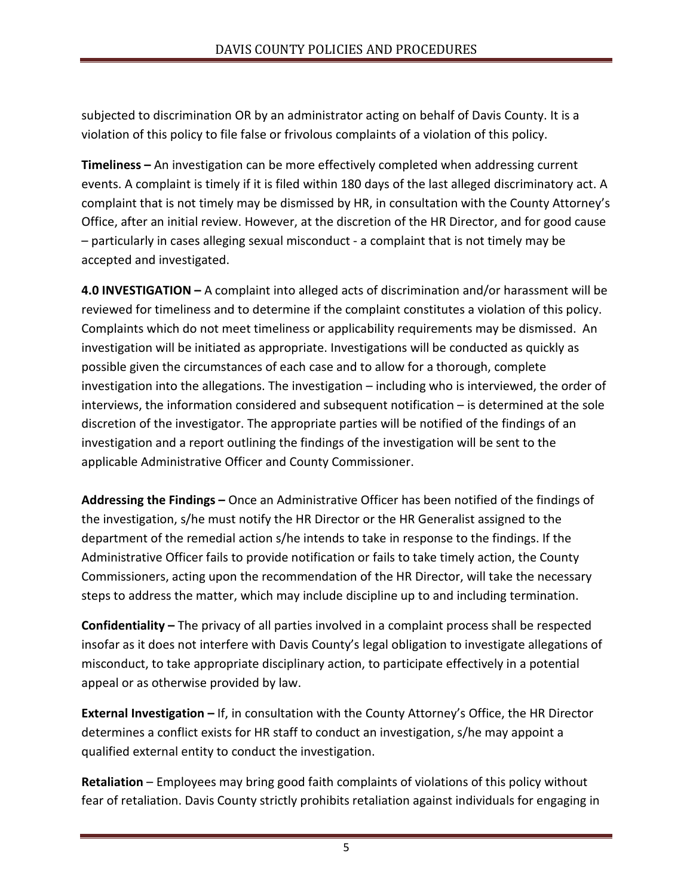subjected to discrimination OR by an administrator acting on behalf of Davis County. It is a violation of this policy to file false or frivolous complaints of a violation of this policy.

**Timeliness –** An investigation can be more effectively completed when addressing current events. A complaint is timely if it is filed within 180 days of the last alleged discriminatory act. A complaint that is not timely may be dismissed by HR, in consultation with the County Attorney's Office, after an initial review. However, at the discretion of the HR Director, and for good cause – particularly in cases alleging sexual misconduct - a complaint that is not timely may be accepted and investigated.

**4.0 INVESTIGATION –** A complaint into alleged acts of discrimination and/or harassment will be reviewed for timeliness and to determine if the complaint constitutes a violation of this policy. Complaints which do not meet timeliness or applicability requirements may be dismissed. An investigation will be initiated as appropriate. Investigations will be conducted as quickly as possible given the circumstances of each case and to allow for a thorough, complete investigation into the allegations. The investigation – including who is interviewed, the order of interviews, the information considered and subsequent notification – is determined at the sole discretion of the investigator. The appropriate parties will be notified of the findings of an investigation and a report outlining the findings of the investigation will be sent to the applicable Administrative Officer and County Commissioner.

**Addressing the Findings –** Once an Administrative Officer has been notified of the findings of the investigation, s/he must notify the HR Director or the HR Generalist assigned to the department of the remedial action s/he intends to take in response to the findings. If the Administrative Officer fails to provide notification or fails to take timely action, the County Commissioners, acting upon the recommendation of the HR Director, will take the necessary steps to address the matter, which may include discipline up to and including termination.

**Confidentiality –** The privacy of all parties involved in a complaint process shall be respected insofar as it does not interfere with Davis County's legal obligation to investigate allegations of misconduct, to take appropriate disciplinary action, to participate effectively in a potential appeal or as otherwise provided by law.

**External Investigation –** If, in consultation with the County Attorney's Office, the HR Director determines a conflict exists for HR staff to conduct an investigation, s/he may appoint a qualified external entity to conduct the investigation.

**Retaliation** – Employees may bring good faith complaints of violations of this policy without fear of retaliation. Davis County strictly prohibits retaliation against individuals for engaging in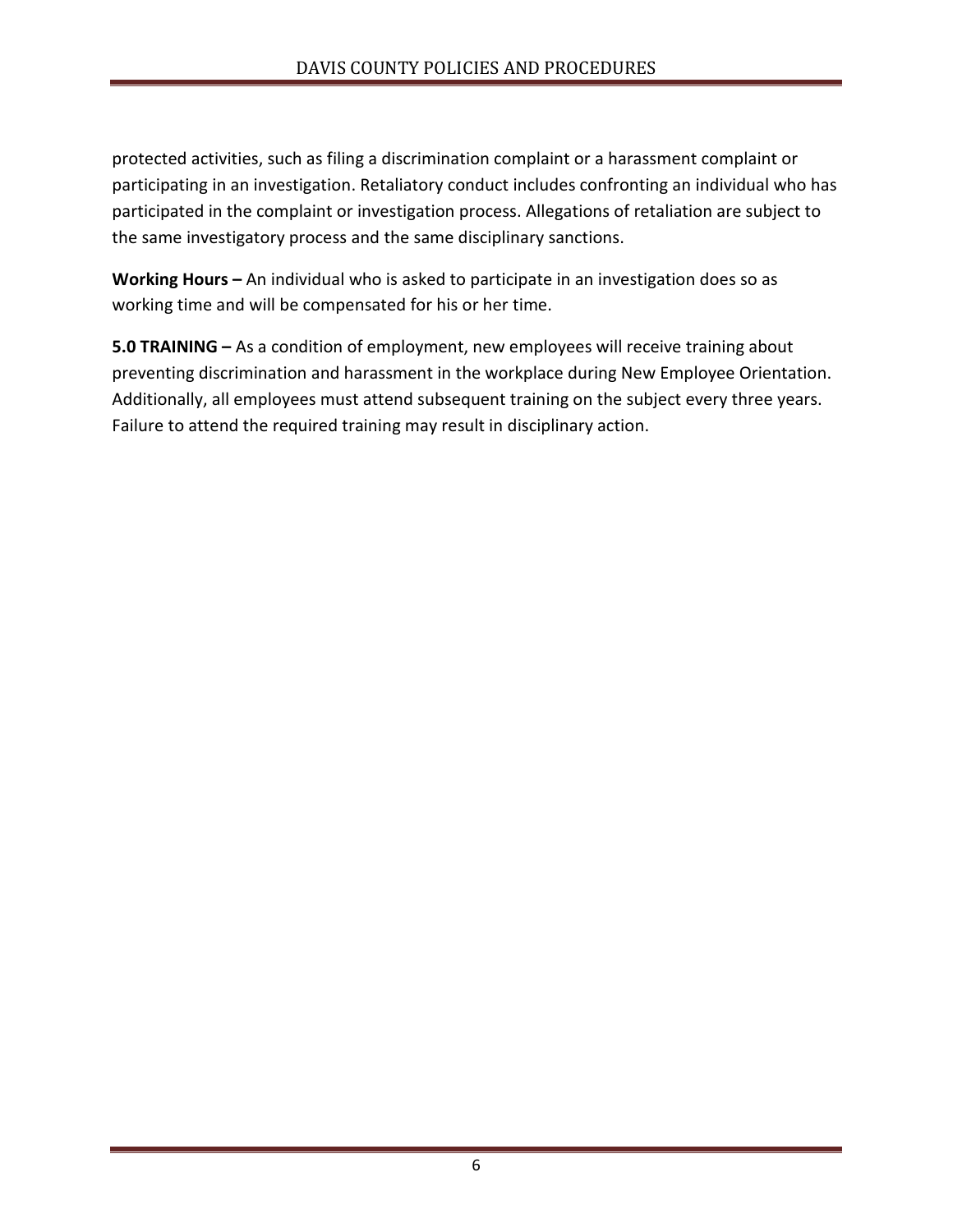protected activities, such as filing a discrimination complaint or a harassment complaint or participating in an investigation. Retaliatory conduct includes confronting an individual who has participated in the complaint or investigation process. Allegations of retaliation are subject to the same investigatory process and the same disciplinary sanctions.

**Working Hours –** An individual who is asked to participate in an investigation does so as working time and will be compensated for his or her time.

**5.0 TRAINING –** As a condition of employment, new employees will receive training about preventing discrimination and harassment in the workplace during New Employee Orientation. Additionally, all employees must attend subsequent training on the subject every three years. Failure to attend the required training may result in disciplinary action.